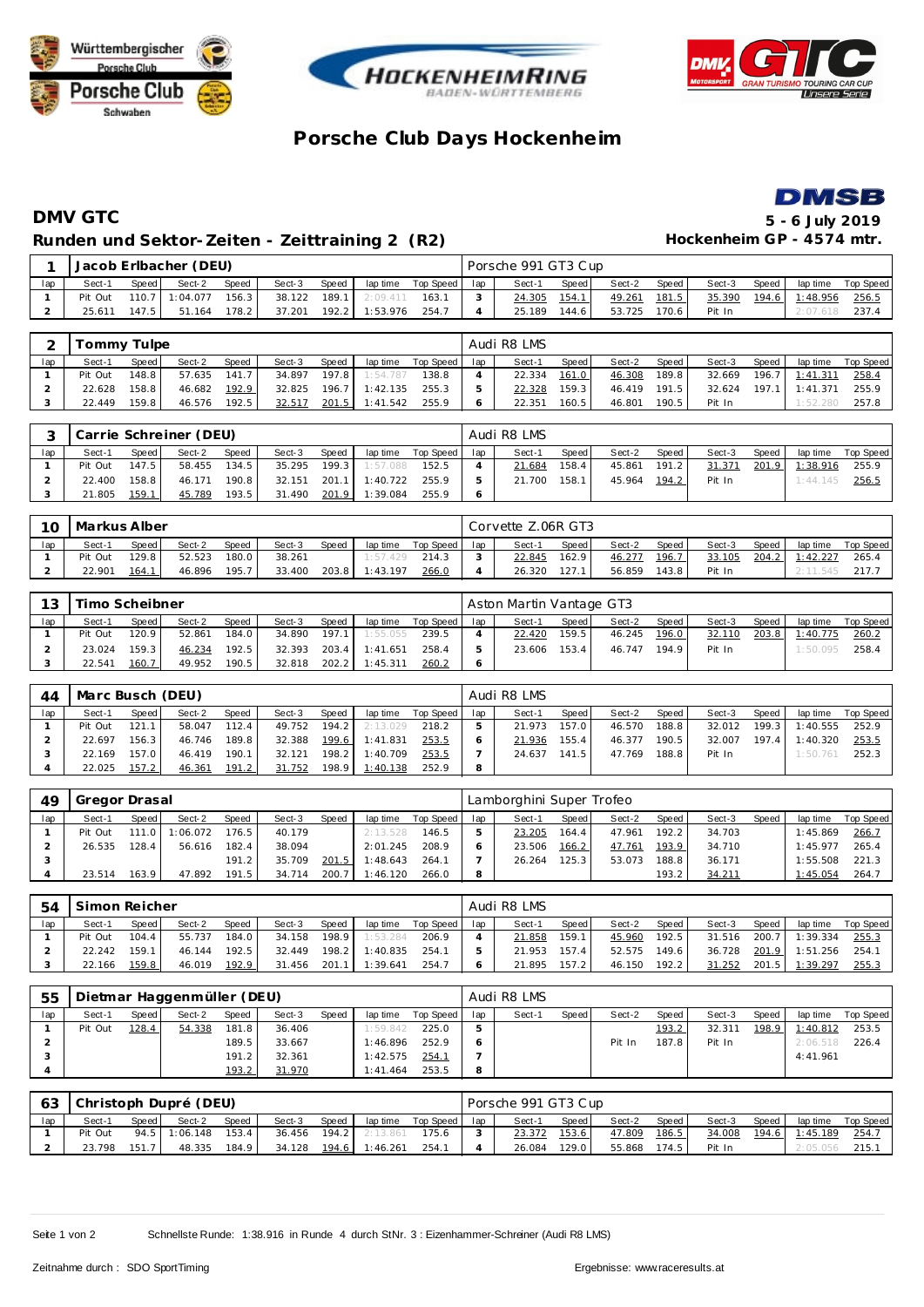# Porsche Club Days Hockenheim

## DMV GTC

**5 - 6 July 2019**

### Runden und Sektor-Zeiten - Zeittraining 2 (R2)

**Hockenheim GP - 4574 mtr.**

| 1 | Jacob Erlbacher (DEU) | | | | | | | | Porsche 991 GT3 Cup | | | | | | | | |
|---|---|---|---|---|---|---|---|---|---|---|---|---|---|---|---|---|---|
| lap | Sect-1 | Speed | Sect-2 | Speed | Sect-3 | Speed | lap time | Top Speed | lap | Sect-1 | Speed | Sect-2 | Speed | Sect-3 | Speed | lap time | Top Speed |
| 1 | Pit Out | 110.7 | 1:04.077 | 156.3 | 38.122 | 189.1 | 2:09.411 | 163.1 | 3 | 24.305 | 154.1 | 49.261 | 181.5 | 35.390 | 194.6 | 1:48.956 | 256.5 |
| 2 | 25.611 | 147.5 | 51.164 | 178.2 | 37.201 | 192.2 | 1:53.976 | 254.7 | 4 | 25.189 | 144.6 | 53.725 | 170.6 | Pit In | | 2:07.618 | 237.4 |

| 2 | Tommy Tulpe | | | | | | | | Audi R8 LMS | | | | | | | | |
|---|---|---|---|---|---|---|---|---|---|---|---|---|---|---|---|---|---|
| lap | Sect-1 | Speed | Sect-2 | Speed | Sect-3 | Speed | lap time | Top Speed | lap | Sect-1 | Speed | Sect-2 | Speed | Sect-3 | Speed | lap time | Top Speed |
| 1 | Pit Out | 148.8 | 57.635 | 141.7 | 34.897 | 197.8 | 1:54.787 | 138.8 | 4 | 22.334 | 161.0 | 46.308 | 189.8 | 32.669 | 196.7 | 1:41.311 | 258.4 |
| 2 | 22.628 | 158.8 | 46.682 | 192.9 | 32.825 | 196.7 | 1:42.135 | 255.3 | 5 | 22.328 | 159.3 | 46.419 | 191.5 | 32.624 | 197.1 | 1:41.371 | 255.9 |
| 3 | 22.449 | 159.8 | 46.576 | 192.5 | 32.517 | 201.5 | 1:41.542 | 255.9 | 6 | 22.351 | 160.5 | 46.801 | 190.5 | Pit In | | 1:52.280 | 257.8 |

| 3 | Carrie Schreiner (DEU) | | | | | | | | Audi R8 LMS | | | | | | | | |
|---|---|---|---|---|---|---|---|---|---|---|---|---|---|---|---|---|---|
| lap | Sect-1 | Speed | Sect-2 | Speed | Sect-3 | Speed | lap time | Top Speed | lap | Sect-1 | Speed | Sect-2 | Speed | Sect-3 | Speed | lap time | Top Speed |
| 1 | Pit Out | 147.5 | 58.455 | 134.5 | 35.295 | 199.3 | 1:57.088 | 152.5 | 4 | 21.684 | 158.4 | 45.861 | 191.2 | 31.371 | 201.9 | 1:38.916 | 255.9 |
| 2 | 22.400 | 158.8 | 46.171 | 190.8 | 32.151 | 201.1 | 1:40.722 | 255.9 | 5 | 21.700 | 158.1 | 45.964 | 194.2 | Pit In | | 1:44.145 | 256.5 |
| 3 | 21.805 | 159.1 | 45.789 | 193.5 | 31.490 | 201.9 | 1:39.084 | 255.9 | 6 | | | | | | | | |

| 10 | Markus Alber | | | | | | | | Corvette Z.06R GT3 | | | | | | | | |
|---|---|---|---|---|---|---|---|---|---|---|---|---|---|---|---|---|---|
| lap | Sect-1 | Speed | Sect-2 | Speed | Sect-3 | Speed | lap time | Top Speed | lap | Sect-1 | Speed | Sect-2 | Speed | Sect-3 | Speed | lap time | Top Speed |
| 1 | Pit Out | 129.8 | 52.523 | 180.0 | 38.261 | | 1:57.429 | 214.3 | 3 | 22.845 | 162.9 | 46.277 | 196.7 | 33.105 | 204.2 | 1:42.227 | 265.4 |
| 2 | 22.901 | 164.1 | 46.896 | 195.7 | 33.400 | 203.8 | 1:43.197 | 266.0 | 4 | 26.320 | 127.1 | 56.859 | 143.8 | Pit In | | 2:11.545 | 217.7 |

| 13 | Timo Scheibner | | | | | | | | Aston Martin Vantage GT3 | | | | | | | | |
|---|---|---|---|---|---|---|---|---|---|---|---|---|---|---|---|---|---|
| lap | Sect-1 | Speed | Sect-2 | Speed | Sect-3 | Speed | lap time | Top Speed | lap | Sect-1 | Speed | Sect-2 | Speed | Sect-3 | Speed | lap time | Top Speed |
| 1 | Pit Out | 120.9 | 52.861 | 184.0 | 34.890 | 197.1 | 1:55.055 | 239.5 | 4 | 22.420 | 159.5 | 46.245 | 196.0 | 32.110 | 203.8 | 1:40.775 | 260.2 |
| 2 | 23.024 | 159.3 | 46.234 | 192.5 | 32.393 | 203.4 | 1:41.651 | 258.4 | 5 | 23.606 | 153.4 | 46.747 | 194.9 | Pit In | | 1:50.095 | 258.4 |
| 3 | 22.541 | 160.7 | 49.952 | 190.5 | 32.818 | 202.2 | 1:45.311 | 260.2 | 6 | | | | | | | | |

| 44 | Marc Busch (DEU) | | | | | | | | Audi R8 LMS | | | | | | | | |
|---|---|---|---|---|---|---|---|---|---|---|---|---|---|---|---|---|---|
| lap | Sect-1 | Speed | Sect-2 | Speed | Sect-3 | Speed | lap time | Top Speed | lap | Sect-1 | Speed | Sect-2 | Speed | Sect-3 | Speed | lap time | Top Speed |
| 1 | Pit Out | 121.1 | 58.047 | 112.4 | 49.752 | 194.2 | 2:13.029 | 218.2 | 5 | 21.973 | 157.0 | 46.570 | 188.8 | 32.012 | 199.3 | 1:40.555 | 252.9 |
| 2 | 22.697 | 156.3 | 46.746 | 189.8 | 32.388 | 199.6 | 1:41.831 | 253.5 | 6 | 21.936 | 155.4 | 46.377 | 190.5 | 32.007 | 197.4 | 1:40.320 | 253.5 |
| 3 | 22.169 | 157.0 | 46.419 | 190.1 | 32.121 | 198.2 | 1:40.709 | 253.5 | 7 | 24.637 | 141.5 | 47.769 | 188.8 | Pit In | | 1:50.761 | 252.3 |
| 4 | 22.025 | 157.2 | 46.361 | 191.2 | 31.752 | 198.9 | 1:40.138 | 252.9 | 8 | | | | | | | | |

| 49 | Gregor Drasal | | | | | | | | Lamborghini Super Trofeo | | | | | | | | |
|---|---|---|---|---|---|---|---|---|---|---|---|---|---|---|---|---|---|
| lap | Sect-1 | Speed | Sect-2 | Speed | Sect-3 | Speed | lap time | Top Speed | lap | Sect-1 | Speed | Sect-2 | Speed | Sect-3 | Speed | lap time | Top Speed |
| 1 | Pit Out | 111.0 | 1:06.072 | 176.5 | 40.179 | | 2:13.528 | 146.5 | 5 | 23.205 | 164.4 | 47.961 | 192.2 | 34.703 | | 1:45.869 | 266.7 |
| 2 | 26.535 | 128.4 | 56.616 | 182.4 | 38.094 | | 2:01.245 | 208.9 | 6 | 23.506 | 166.2 | 47.761 | 193.9 | 34.710 | | 1:45.977 | 265.4 |
| 3 | | | | 191.2 | 35.709 | 201.5 | 1:48.643 | 264.1 | 7 | 26.264 | 125.3 | 53.073 | 188.8 | 36.171 | | 1:55.508 | 221.3 |
| 4 | 23.514 | 163.9 | 47.892 | 191.5 | 34.714 | 200.7 | 1:46.120 | 266.0 | 8 | | | | 193.2 | 34.211 | | 1:45.054 | 264.7 |

| 54 | Simon Reicher | | | | | | | | Audi R8 LMS | | | | | | | | |
|---|---|---|---|---|---|---|---|---|---|---|---|---|---|---|---|---|---|
| lap | Sect-1 | Speed | Sect-2 | Speed | Sect-3 | Speed | lap time | Top Speed | lap | Sect-1 | Speed | Sect-2 | Speed | Sect-3 | Speed | lap time | Top Speed |
| 1 | Pit Out | 104.4 | 55.737 | 184.0 | 34.158 | 198.9 | 1:53.284 | 206.9 | 4 | 21.858 | 159.1 | 45.960 | 192.5 | 31.516 | 200.7 | 1:39.334 | 255.3 |
| 2 | 22.242 | 159.1 | 46.144 | 192.5 | 32.449 | 198.2 | 1:40.835 | 254.1 | 5 | 21.953 | 157.4 | 52.575 | 149.6 | 36.728 | 201.9 | 1:51.256 | 254.1 |
| 3 | 22.166 | 159.8 | 46.019 | 192.9 | 31.456 | 201.1 | 1:39.641 | 254.7 | 6 | 21.895 | 157.2 | 46.150 | 192.2 | 31.252 | 201.5 | 1:39.297 | 255.3 |

| 55 | Dietmar Haggenmüller (DEU) | | | | | | | | Audi R8 LMS | | | | | | | | |
|---|---|---|---|---|---|---|---|---|---|---|---|---|---|---|---|---|---|
| lap | Sect-1 | Speed | Sect-2 | Speed | Sect-3 | Speed | lap time | Top Speed | lap | Sect-1 | Speed | Sect-2 | Speed | Sect-3 | Speed | lap time | Top Speed |
| 1 | Pit Out | 128.4 | 54.338 | 181.8 | 36.406 | | 1:59.842 | 225.0 | 5 | | | | 193.2 | 32.311 | 198.9 | 1:40.812 | 253.5 |
| 2 | | | | 189.5 | 33.667 | | 1:46.896 | 252.9 | 6 | | | Pit In | 187.8 | Pit In | | 2:06.518 | 226.4 |
| 3 | | | | 191.2 | 32.361 | | 1:42.575 | 254.1 | 7 | | | | | | | 4:41.961 | |
| 4 | | | | 193.2 | 31.970 | | 1:41.464 | 253.5 | 8 | | | | | | | | |

| 63 | Christoph Dupré (DEU) | | | | | | | | Porsche 991 GT3 Cup | | | | | | | | |
|---|---|---|---|---|---|---|---|---|---|---|---|---|---|---|---|---|---|
| lap | Sect-1 | Speed | Sect-2 | Speed | Sect-3 | Speed | lap time | Top Speed | lap | Sect-1 | Speed | Sect-2 | Speed | Sect-3 | Speed | lap time | Top Speed |
| 1 | Pit Out | 94.5 | 1:06.148 | 153.4 | 36.456 | 194.2 | 2:13.861 | 175.6 | 3 | 23.372 | 153.6 | 47.809 | 186.5 | 34.008 | 194.6 | 1:45.189 | 254.7 |
| 2 | 23.798 | 151.7 | 48.335 | 184.9 | 34.128 | 194.6 | 1:46.261 | 254.1 | 4 | 26.084 | 129.0 | 55.868 | 174.5 | Pit In | | 2:05.056 | 215.1 |

Schnellste Runde: 1:38.916 in Runde 4 durch StNr. 3 : Eizenhammer-Schreiner (Audi R8 LMS)

Zeitnahme durch : SDO SportTiming

Ergebnisse: www.raceresults.at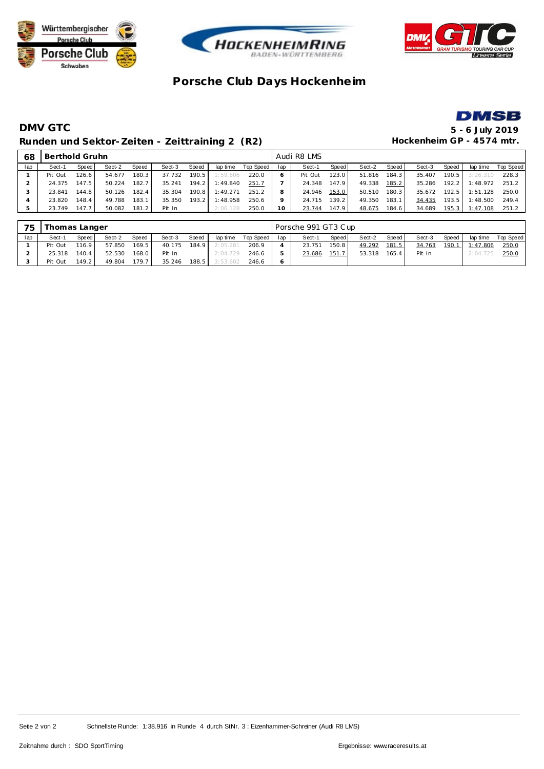# Porsche Club Days Hockenheim

## DMV GTC

**5 - 6 July 2019**

### Runden und Sektor-Zeiten - Zeittraining 2 (R2)

**Hockenheim GP - 4574 mtr.**

| 68 | Berthold Gruhn | | | | | | | | Audi R8 LMS | | | | | | | | |
|---|---|---|---|---|---|---|---|---|---|---|---|---|---|---|---|---|---|
| lap | Sect-1 | Speed | Sect-2 | Speed | Sect-3 | Speed | lap time | Top Speed | lap | Sect-1 | Speed | Sect-2 | Speed | Sect-3 | Speed | lap time | Top Speed |
| 1 | Pit Out | 126.6 | 54.677 | 180.3 | 37.732 | 190.5 | 1:59.606 | 220.0 | 6 | Pit Out | 123.0 | 51.816 | 184.3 | 35.407 | 190.5 | 3:26.310 | 228.3 |
| 2 | 24.375 | 147.5 | 50.224 | 182.7 | 35.241 | 194.2 | 1:49.840 | 251.7 | 7 | 24.348 | 147.9 | 49.338 | 185.2 | 35.286 | 192.2 | 1:48.972 | 251.2 |
| 3 | 23.841 | 144.8 | 50.126 | 182.4 | 35.304 | 190.8 | 1:49.271 | 251.2 | 8 | 24.946 | 153.0 | 50.510 | 180.3 | 35.672 | 192.5 | 1:51.128 | 250.0 |
| 4 | 23.820 | 148.4 | 49.788 | 183.1 | 35.350 | 193.2 | 1:48.958 | 250.6 | 9 | 24.715 | 139.2 | 49.350 | 183.1 | 34.435 | 193.5 | 1:48.500 | 249.4 |
| 5 | 23.749 | 147.7 | 50.082 | 181.2 | Pit In | | 2:06.128 | 250.0 | 10 | 23.744 | 147.9 | 48.675 | 184.6 | 34.689 | 195.3 | 1:47.108 | 251.2 |

| 75 | Thomas Langer | | | | | | | | Porsche 991 GT3 Cup | | | | | | | | |
|---|---|---|---|---|---|---|---|---|---|---|---|---|---|---|---|---|---|
| lap | Sect-1 | Speed | Sect-2 | Speed | Sect-3 | Speed | lap time | Top Speed | lap | Sect-1 | Speed | Sect-2 | Speed | Sect-3 | Speed | lap time | Top Speed |
| 1 | Pit Out | 116.9 | 57.850 | 169.5 | 40.175 | 184.9 | 2:05.281 | 206.9 | 4 | 23.751 | 150.8 | 49.292 | 181.5 | 34.763 | 190.1 | 1:47.806 | 250.0 |
| 2 | 25.318 | 140.4 | 52.530 | 168.0 | Pit In | | 2:04.729 | 246.6 | 5 | 23.686 | 151.7 | 53.318 | 165.4 | Pit In | | 2:04.725 | 250.0 |
| 3 | Pit Out | 149.2 | 49.804 | 179.7 | 35.246 | 188.5 | 3:53.602 | 246.6 | 6 | | | | | | | | |

Schnellste Runde: 1:38.916 in Runde 4 durch StNr. 3 : Eizenhammer-Schreiner (Audi R8 LMS)

Zeitnahme durch : SDO SportTiming

Ergebnisse: www.raceresults.at